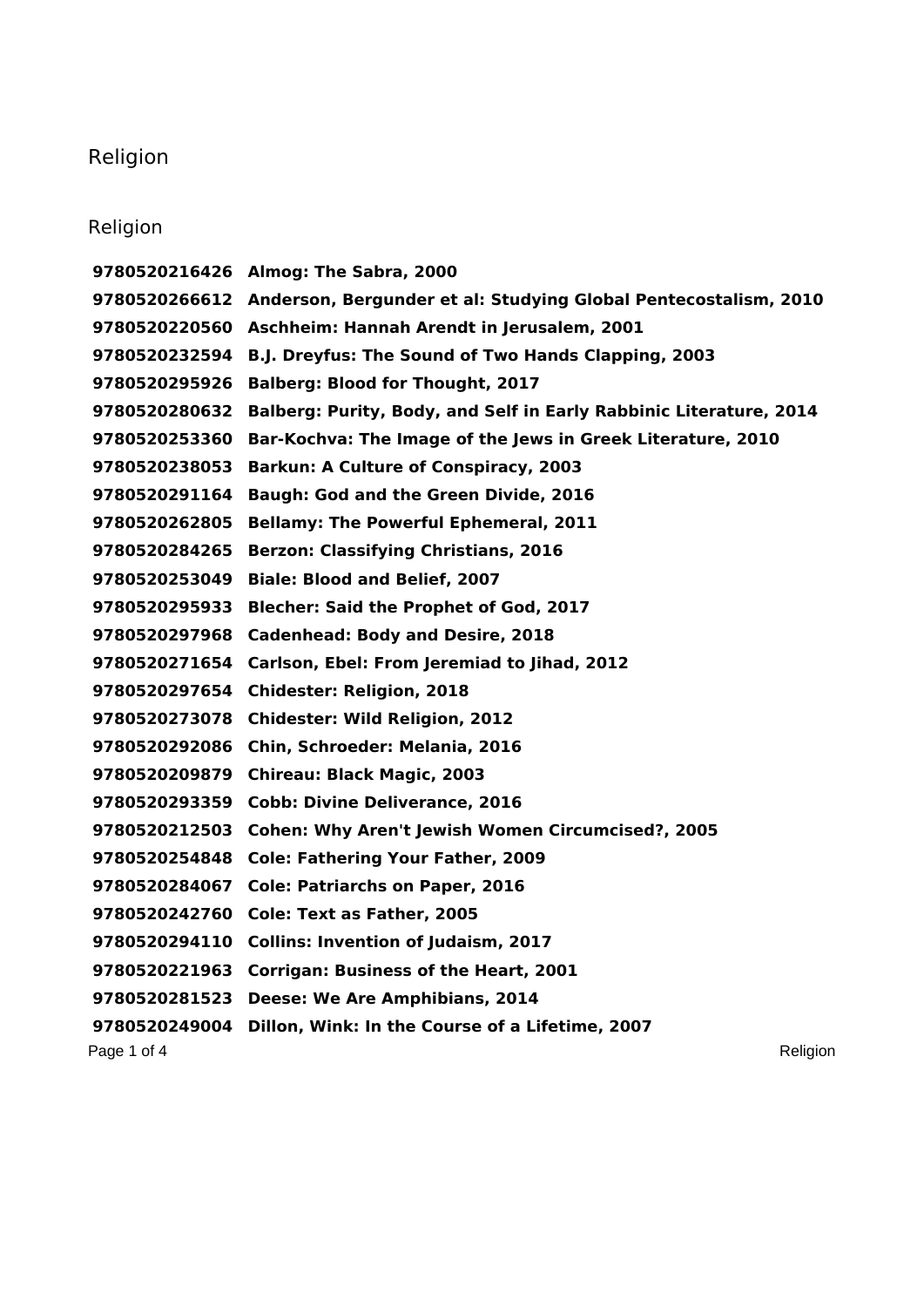# Religion

## Religion

| | |
|---|---|
| **9780520216426** | **Almog: The Sabra, 2000** |
| **9780520266612** | **Anderson, Bergunder et al: Studying Global Pentecostalism, 2010** |
| **9780520220560** | **Aschheim: Hannah Arendt in Jerusalem, 2001** |
| **9780520232594** | **B.J. Dreyfus: The Sound of Two Hands Clapping, 2003** |
| **9780520295926** | **Balberg: Blood for Thought, 2017** |
| **9780520280632** | **Balberg: Purity, Body, and Self in Early Rabbinic Literature, 2014** |
| **9780520253360** | **Bar-Kochva: The Image of the Jews in Greek Literature, 2010** |
| **9780520238053** | **Barkun: A Culture of Conspiracy, 2003** |
| **9780520291164** | **Baugh: God and the Green Divide, 2016** |
| **9780520262805** | **Bellamy: The Powerful Ephemeral, 2011** |
| **9780520284265** | **Berzon: Classifying Christians, 2016** |
| **9780520253049** | **Biale: Blood and Belief, 2007** |
| **9780520295933** | **Blecher: Said the Prophet of God, 2017** |
| **9780520297968** | **Cadenhead: Body and Desire, 2018** |
| **9780520271654** | **Carlson, Ebel: From Jeremiad to Jihad, 2012** |
| **9780520297654** | **Chidester: Religion, 2018** |
| **9780520273078** | **Chidester: Wild Religion, 2012** |
| **9780520292086** | **Chin, Schroeder: Melania, 2016** |
| **9780520209879** | **Chireau: Black Magic, 2003** |
| **9780520293359** | **Cobb: Divine Deliverance, 2016** |
| **9780520212503** | **Cohen: Why Aren't Jewish Women Circumcised?, 2005** |
| **9780520254848** | **Cole: Fathering Your Father, 2009** |
| **9780520284067** | **Cole: Patriarchs on Paper, 2016** |
| **9780520242760** | **Cole: Text as Father, 2005** |
| **9780520294110** | **Collins: Invention of Judaism, 2017** |
| **9780520221963** | **Corrigan: Business of the Heart, 2001** |
| **9780520281523** | **Deese: We Are Amphibians, 2014** |
| **9780520249004** | **Dillon, Wink: In the Course of a Lifetime, 2007** |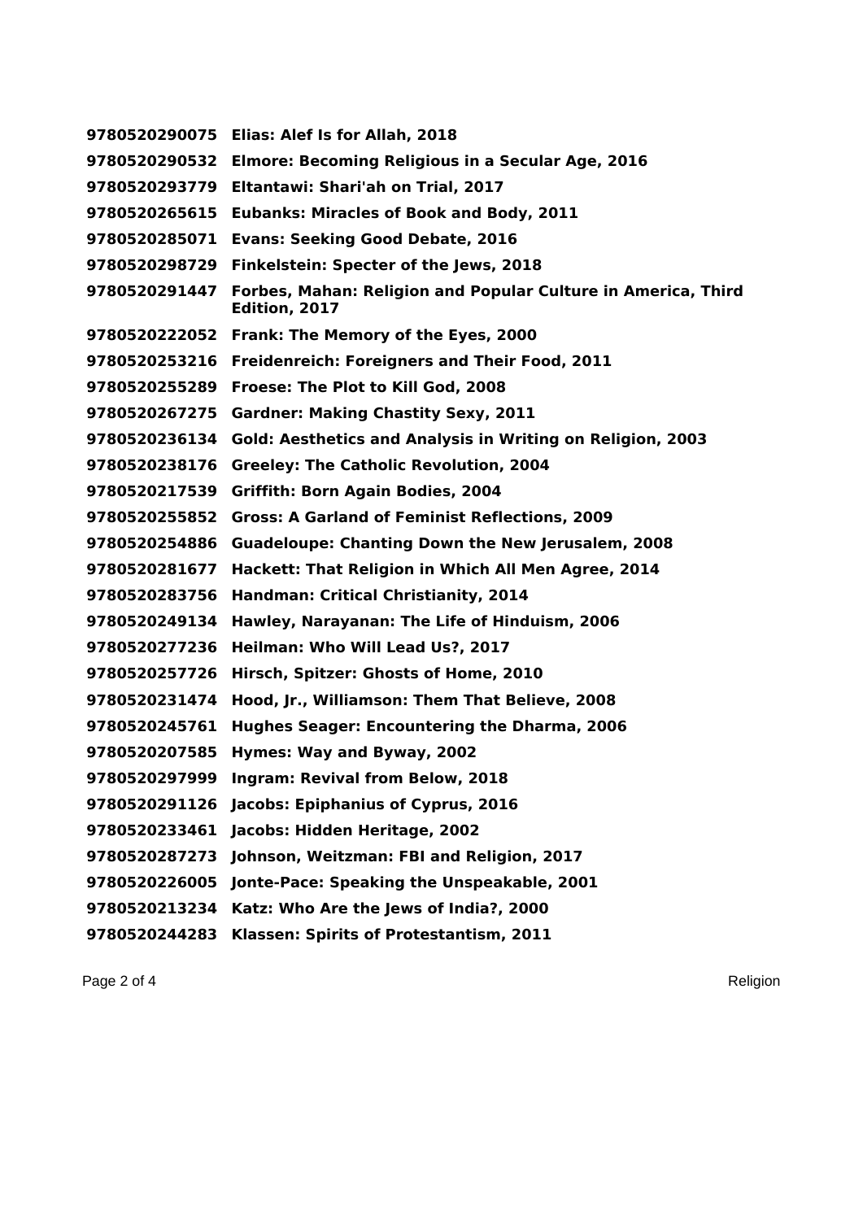**9780520290075 Elias: Alef Is for Allah, 2018**
**9780520290532 Elmore: Becoming Religious in a Secular Age, 2016**
**9780520293779 Eltantawi: Shari'ah on Trial, 2017**
**9780520265615 Eubanks: Miracles of Book and Body, 2011**
**9780520285071 Evans: Seeking Good Debate, 2016**
**9780520298729 Finkelstein: Specter of the Jews, 2018**
**9780520291447 Forbes, Mahan: Religion and Popular Culture in America, Third Edition, 2017**
**9780520222052 Frank: The Memory of the Eyes, 2000**
**9780520253216 Freidenreich: Foreigners and Their Food, 2011**
**9780520255289 Froese: The Plot to Kill God, 2008**
**9780520267275 Gardner: Making Chastity Sexy, 2011**
**9780520236134 Gold: Aesthetics and Analysis in Writing on Religion, 2003**
**9780520238176 Greeley: The Catholic Revolution, 2004**
**9780520217539 Griffith: Born Again Bodies, 2004**
**9780520255852 Gross: A Garland of Feminist Reflections, 2009**
**9780520254886 Guadeloupe: Chanting Down the New Jerusalem, 2008**
**9780520281677 Hackett: That Religion in Which All Men Agree, 2014**
**9780520283756 Handman: Critical Christianity, 2014**
**9780520249134 Hawley, Narayanan: The Life of Hinduism, 2006**
**9780520277236 Heilman: Who Will Lead Us?, 2017**
**9780520257726 Hirsch, Spitzer: Ghosts of Home, 2010**
**9780520231474 Hood, Jr., Williamson: Them That Believe, 2008**
**9780520245761 Hughes Seager: Encountering the Dharma, 2006**
**9780520207585 Hymes: Way and Byway, 2002**
**9780520297999 Ingram: Revival from Below, 2018**
**9780520291126 Jacobs: Epiphanius of Cyprus, 2016**
**9780520233461 Jacobs: Hidden Heritage, 2002**
**9780520287273 Johnson, Weitzman: FBI and Religion, 2017**
**9780520226005 Jonte-Pace: Speaking the Unspeakable, 2001**
**9780520213234 Katz: Who Are the Jews of India?, 2000**
**9780520244283 Klassen: Spirits of Protestantism, 2011**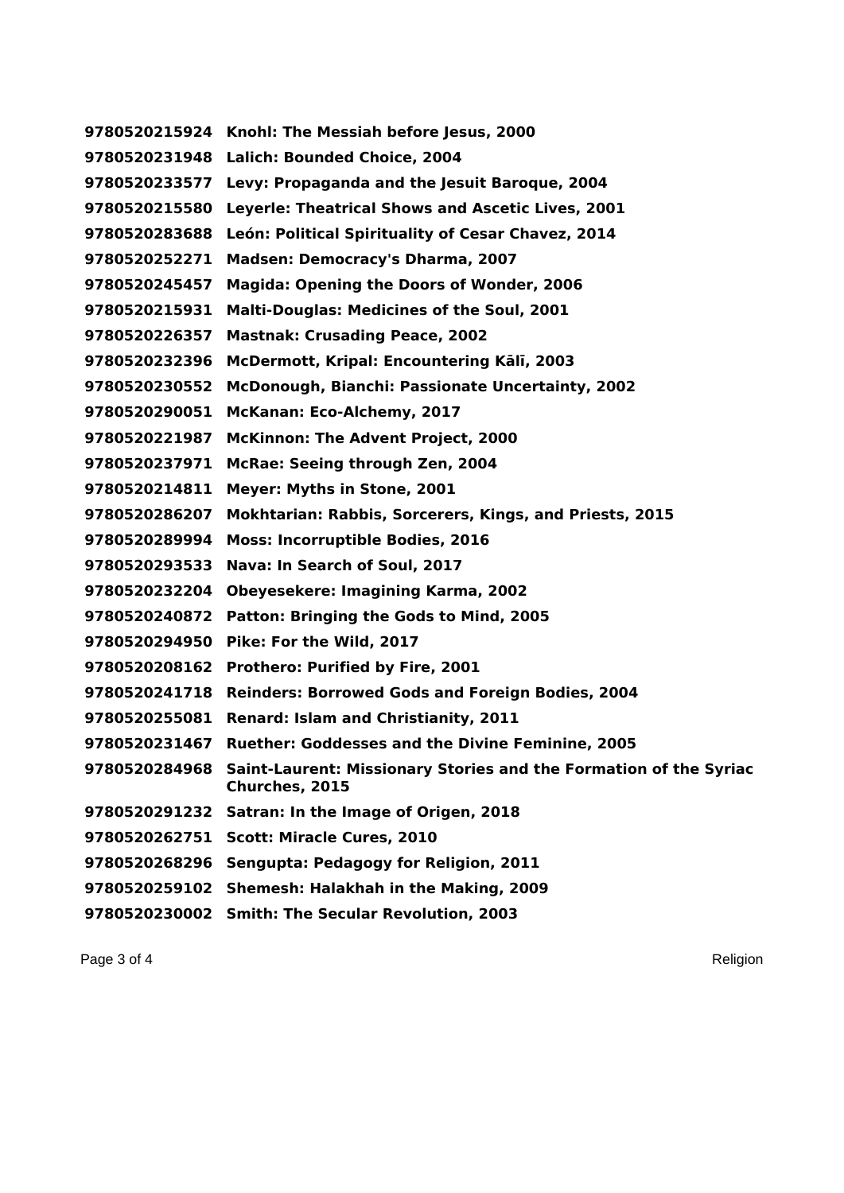| | |
|---|---|
| **9780520215924** | **Knohl: The Messiah before Jesus, 2000** |
| **9780520231948** | **Lalich: Bounded Choice, 2004** |
| **9780520233577** | **Levy: Propaganda and the Jesuit Baroque, 2004** |
| **9780520215580** | **Leyerle: Theatrical Shows and Ascetic Lives, 2001** |
| **9780520283688** | **León: Political Spirituality of Cesar Chavez, 2014** |
| **9780520252271** | **Madsen: Democracy's Dharma, 2007** |
| **9780520245457** | **Magida: Opening the Doors of Wonder, 2006** |
| **9780520215931** | **Malti-Douglas: Medicines of the Soul, 2001** |
| **9780520226357** | **Mastnak: Crusading Peace, 2002** |
| **9780520232396** | **McDermott, Kripal: Encountering Kālī, 2003** |
| **9780520230552** | **McDonough, Bianchi: Passionate Uncertainty, 2002** |
| **9780520290051** | **McKanan: Eco-Alchemy, 2017** |
| **9780520221987** | **McKinnon: The Advent Project, 2000** |
| **9780520237971** | **McRae: Seeing through Zen, 2004** |
| **9780520214811** | **Meyer: Myths in Stone, 2001** |
| **9780520286207** | **Mokhtarian: Rabbis, Sorcerers, Kings, and Priests, 2015** |
| **9780520289994** | **Moss: Incorruptible Bodies, 2016** |
| **9780520293533** | **Nava: In Search of Soul, 2017** |
| **9780520232204** | **Obeyesekere: Imagining Karma, 2002** |
| **9780520240872** | **Patton: Bringing the Gods to Mind, 2005** |
| **9780520294950** | **Pike: For the Wild, 2017** |
| **9780520208162** | **Prothero: Purified by Fire, 2001** |
| **9780520241718** | **Reinders: Borrowed Gods and Foreign Bodies, 2004** |
| **9780520255081** | **Renard: Islam and Christianity, 2011** |
| **9780520231467** | **Ruether: Goddesses and the Divine Feminine, 2005** |
| **9780520284968** | **Saint-Laurent: Missionary Stories and the Formation of the Syriac Churches, 2015** |
| **9780520291232** | **Satran: In the Image of Origen, 2018** |
| **9780520262751** | **Scott: Miracle Cures, 2010** |
| **9780520268296** | **Sengupta: Pedagogy for Religion, 2011** |
| **9780520259102** | **Shemesh: Halakhah in the Making, 2009** |
| **9780520230002** | **Smith: The Secular Revolution, 2003** |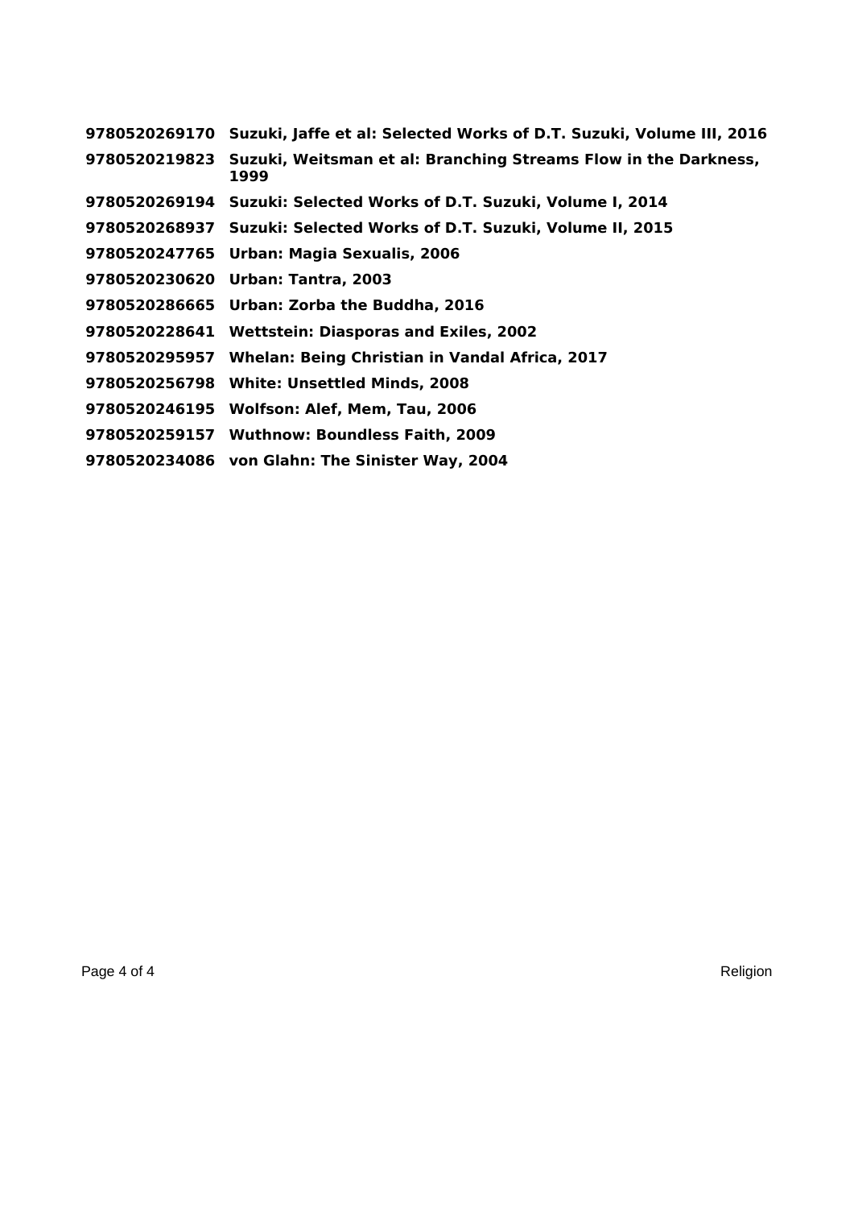| | |
|---|---|
| **9780520269170** | **Suzuki, Jaffe et al: Selected Works of D.T. Suzuki, Volume III, 2016** |
| **9780520219823** | **Suzuki, Weitsman et al: Branching Streams Flow in the Darkness, 1999** |
| **9780520269194** | **Suzuki: Selected Works of D.T. Suzuki, Volume I, 2014** |
| **9780520268937** | **Suzuki: Selected Works of D.T. Suzuki, Volume II, 2015** |
| **9780520247765** | **Urban: Magia Sexualis, 2006** |
| **9780520230620** | **Urban: Tantra, 2003** |
| **9780520286665** | **Urban: Zorba the Buddha, 2016** |
| **9780520228641** | **Wettstein: Diasporas and Exiles, 2002** |
| **9780520295957** | **Whelan: Being Christian in Vandal Africa, 2017** |
| **9780520256798** | **White: Unsettled Minds, 2008** |
| **9780520246195** | **Wolfson: Alef, Mem, Tau, 2006** |
| **9780520259157** | **Wuthnow: Boundless Faith, 2009** |
| **9780520234086** | **von Glahn: The Sinister Way, 2004** |